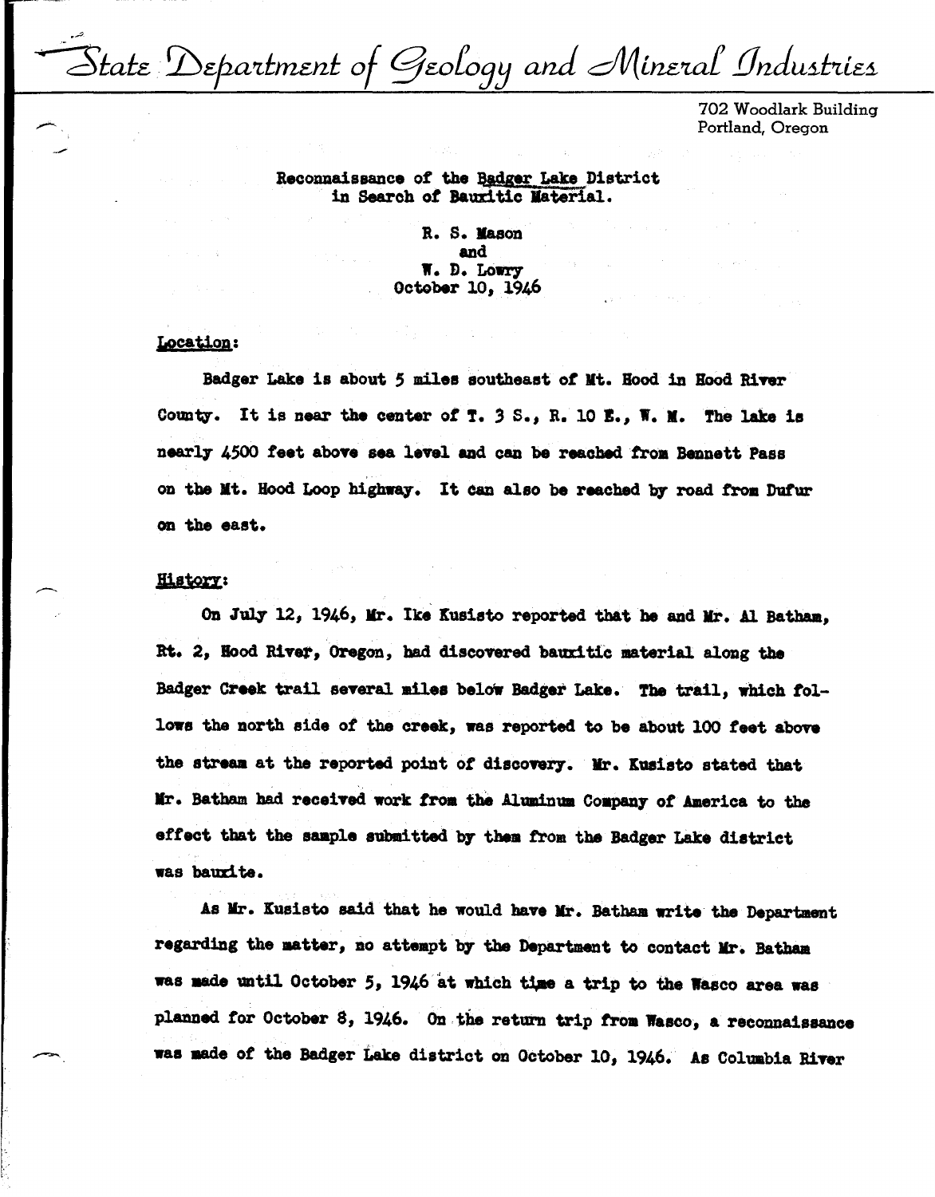State Department of Geology and Mineral Industries

702 Woodlark Building
Portland, Oregon

# Reconnaissance of the Badger Lake District in Search of Bauxitic Material.

R. S. Mason
and
W. D. Lowry
October 10, 1946

## Location:

Badger Lake is about 5 miles southeast of Mt. Hood in Hood River County. It is near the center of T. 3 S., R. 10 E., W. M. The lake is nearly 4500 feet above sea level and can be reached from Bennett Pass on the Mt. Hood Loop highway. It can also be reached by road from Dufur on the east.

## History:

On July 12, 1946, Mr. Ike Kusisto reported that he and Mr. Al Batham, Rt. 2, Hood River, Oregon, had discovered bauxitic material along the Badger Creek trail several miles below Badger Lake. The trail, which follows the north side of the creek, was reported to be about 100 feet above the stream at the reported point of discovery. Mr. Kusisto stated that Mr. Batham had received work from the Aluminum Company of America to the effect that the sample submitted by them from the Badger Lake district was bauxite.

As Mr. Kusisto said that he would have Mr. Batham write the Department regarding the matter, no attempt by the Department to contact Mr. Batham was made until October 5, 1946 at which time a trip to the Wasco area was planned for October 8, 1946. On the return trip from Wasco, a reconnaissance was made of the Badger Lake district on October 10, 1946. As Columbia River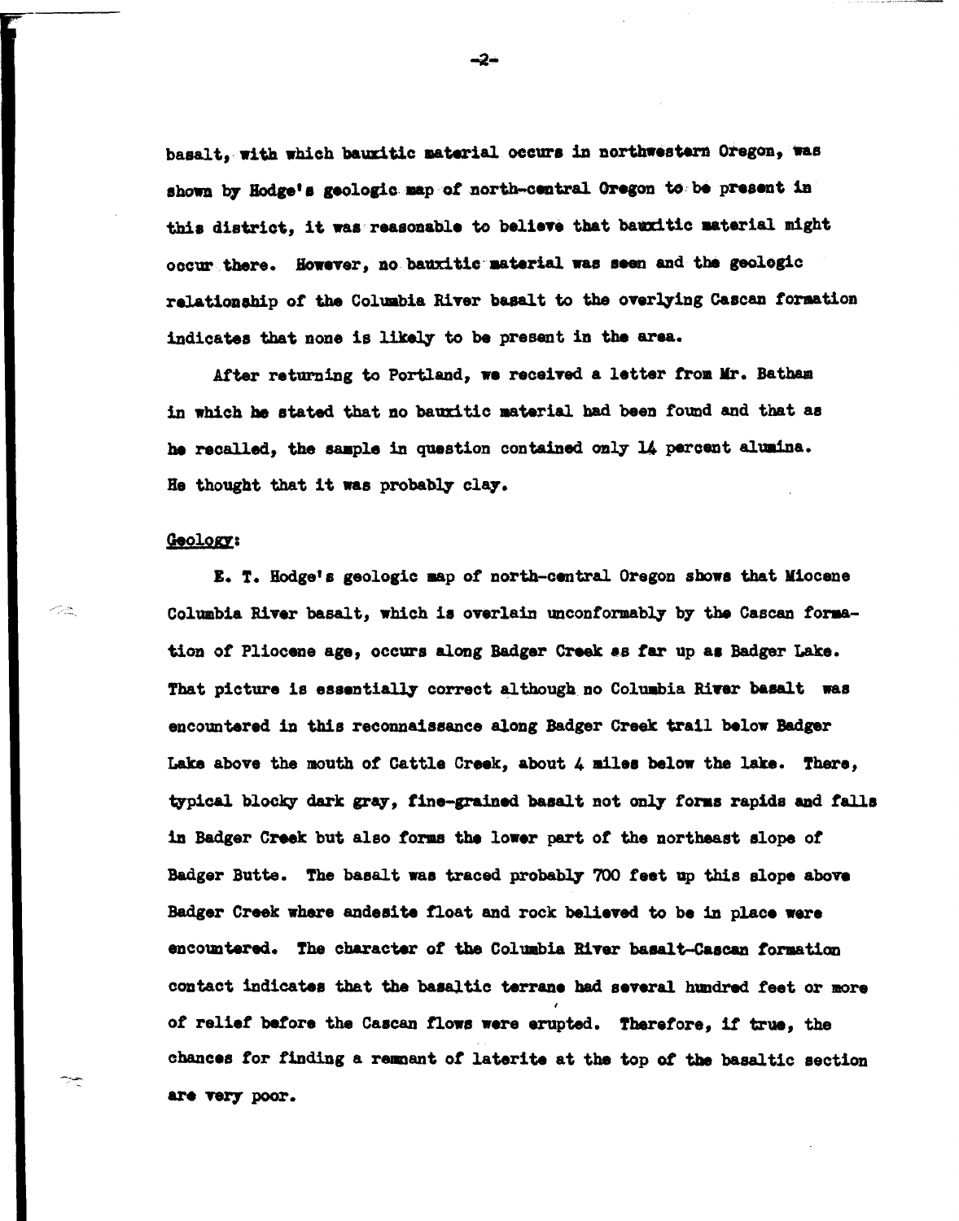basalt, with which bauxitic material occurs in northwestern Oregon, was shown by Hodge's geologic map of north-central Oregon to be present in this district, it was reasonable to believe that bauxitic material might occur there. However, no bauxitic material was seen and the geologic relationship of the Columbia River basalt to the overlying Cascan formation indicates that none is likely to be present in the area.

After returning to Portland, we received a letter from Mr. Batham in which he stated that no bauxitic material had been found and that as he recalled, the sample in question contained only 14 percent alumina. He thought that it was probably clay.

Geology:

E. T. Hodge's geologic map of north-central Oregon shows that Miocene Columbia River basalt, which is overlain unconformably by the Cascan formation of Pliocene age, occurs along Badger Creek as far up as Badger Lake. That picture is essentially correct although no Columbia River basalt was encountered in this reconnaissance along Badger Creek trail below Badger Lake above the mouth of Cattle Creek, about 4 miles below the lake. There, typical blocky dark gray, fine-grained basalt not only forms rapids and falls in Badger Creek but also forms the lower part of the northeast slope of Badger Butte. The basalt was traced probably 700 feet up this slope above Badger Creek where andesite float and rock believed to be in place were encountered. The character of the Columbia River basalt-Cascan formation contact indicates that the basaltic terrane had several hundred feet or more of relief before the Cascan flows were erupted. Therefore, if true, the chances for finding a remnant of laterite at the top of the basaltic section are very poor.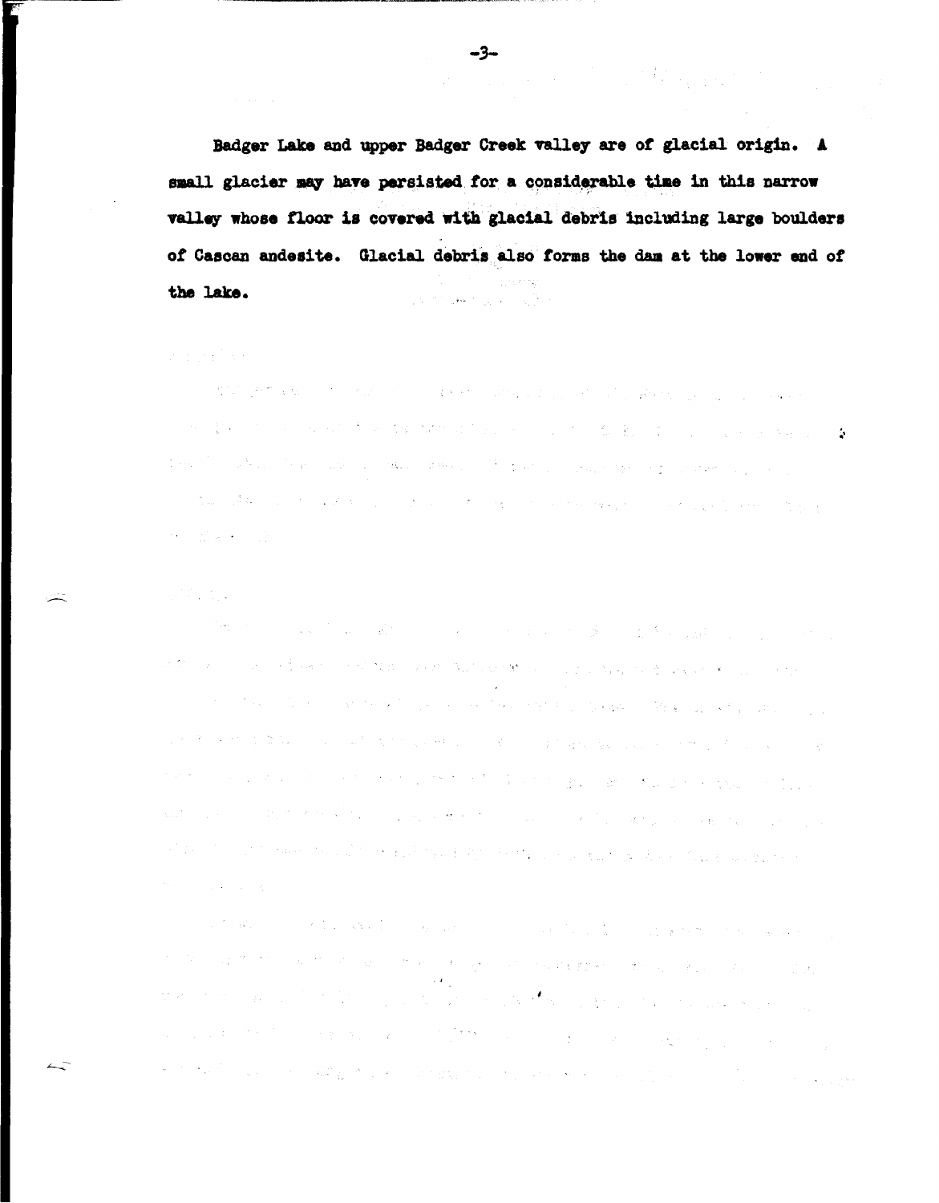Badger Lake and upper Badger Creek valley are of glacial origin. A small glacier may have persisted for a considerable time in this narrow valley whose floor is covered with glacial debris including large boulders of Cascan andesite. Glacial debris also forms the dam at the lower end of the lake.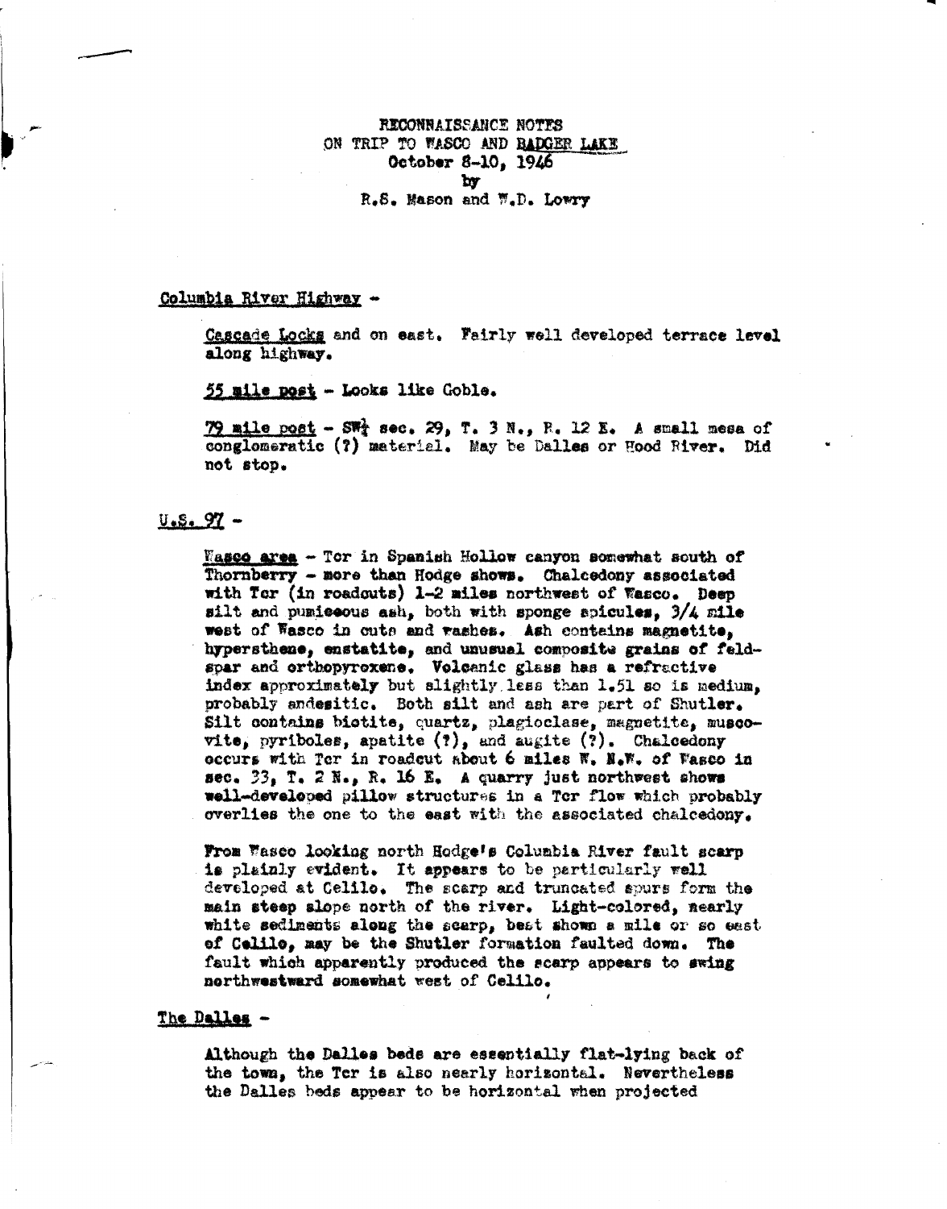RECONNAISSANCE NOTES
ON TRIP TO WASCO AND BADGER LAKE
October 8-10, 1946
by
R.S. Mason and W.D. Lowry

Columbia River Highway -

Cascade Locks and on east. Fairly well developed terrace level along highway.

55 mile post - Looks like Goble.

79 mile post - SW¼ sec. 29, T. 3 N., R. 12 E. A small mesa of conglomeratic (?) material. May be Dalles or Hood River. Did not stop.

U.S. 97 -

Wasco area - Tcr in Spanish Hollow canyon somewhat south of Thornberry - more than Hodge shows. Chalcedony associated with Tcr (in roadcuts) 1-2 miles northwest of Wasco. Deep silt and pumiceous ash, both with sponge spicules, 3/4 mile west of Wasco in cuts and washes. Ash contains magnetite, hypersthene, enstatite, and unusual composite grains of feldspar and orthopyroxene. Volcanic glass has a refractive index approximately but slightly less than 1.51 so is medium, probably andesitic. Both silt and ash are part of Shutler. Silt contains biotite, quartz, plagioclase, magnetite, muscovite, pyriboles, apatite (?), and augite (?). Chalcedony occurs with Tcr in roadcut about 6 miles W. N.W. of Wasco in sec. 33, T. 2 N., R. 16 E. A quarry just northwest shows well-developed pillow structures in a Tcr flow which probably overlies the one to the east with the associated chalcedony.

From Wasco looking north Hodge's Columbia River fault scarp is plainly evident. It appears to be particularly well developed at Celilo. The scarp and truncated spurs form the main steep slope north of the river. Light-colored, nearly white sediments along the scarp, best shown a mile or so east of Celilo, may be the Shutler formation faulted down. The fault which apparently produced the scarp appears to swing northwestward somewhat west of Celilo.

The Dalles -

Although the Dalles beds are essentially flat-lying back of the town, the Tcr is also nearly horizontal. Nevertheless the Dalles beds appear to be horizontal when projected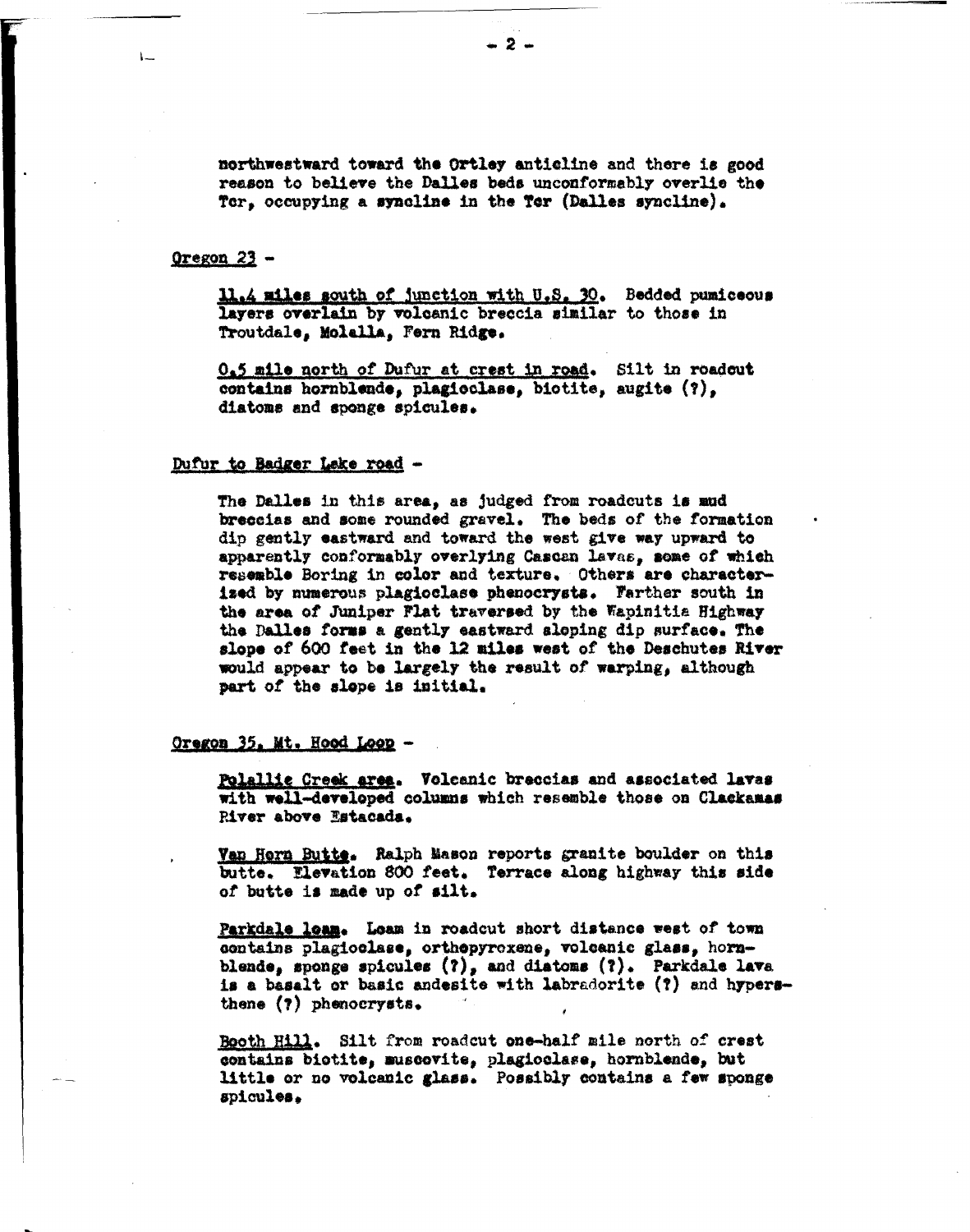northwestward toward the Ortley anticline and there is good reason to believe the Dalles beds unconformably overlie the Tcr, occupying a syncline in the Tcr (Dalles syncline).

Oregon 23 -

<u>11.4 miles south of junction with U.S. 30.</u> Bedded pumiceous layers overlain by volcanic breccia similar to those in Troutdale, Molalla, Fern Ridge.

<u>0.5 mile north of Dufur at crest in road.</u> Silt in roadcut contains hornblende, plagioclase, biotite, augite (?), diatoms and sponge spicules.

Dufur to Badger Lake road -

The Dalles in this area, as judged from roadcuts is mud breccias and some rounded gravel. The beds of the formation dip gently eastward and toward the west give way upward to apparently conformably overlying Cascan lavas, some of which resemble Boring in color and texture. Others are characterized by numerous plagioclase phenocrysts. Farther south in the area of Juniper Flat traversed by the Wapinitia Highway the Dalles forms a gently eastward sloping dip surface. The slope of 600 feet in the 12 miles west of the Deschutes River would appear to be largely the result of warping, although part of the slope is initial.

Oregon 35, Mt. Hood Loop -

<u>Polallie Creek area.</u> Volcanic breccias and associated lavas with well-developed columns which resemble those on Clackamas River above Estacada.

<u>Van Horn Butte.</u> Ralph Mason reports granite boulder on this butte. Elevation 800 feet. Terrace along highway this side of butte is made up of silt.

<u>Parkdale loam.</u> Loam in roadcut short distance west of town contains plagioclase, orthopyroxene, volcanic glass, hornblende, sponge spicules (?), and diatoms (?). Parkdale lava is a basalt or basic andesite with labradorite (?) and hypersthene (?) phenocrysts.

<u>Booth Hill.</u> Silt from roadcut one-half mile north of crest contains biotite, muscovite, plagioclase, hornblende, but little or no volcanic glass. Possibly contains a few sponge spicules.